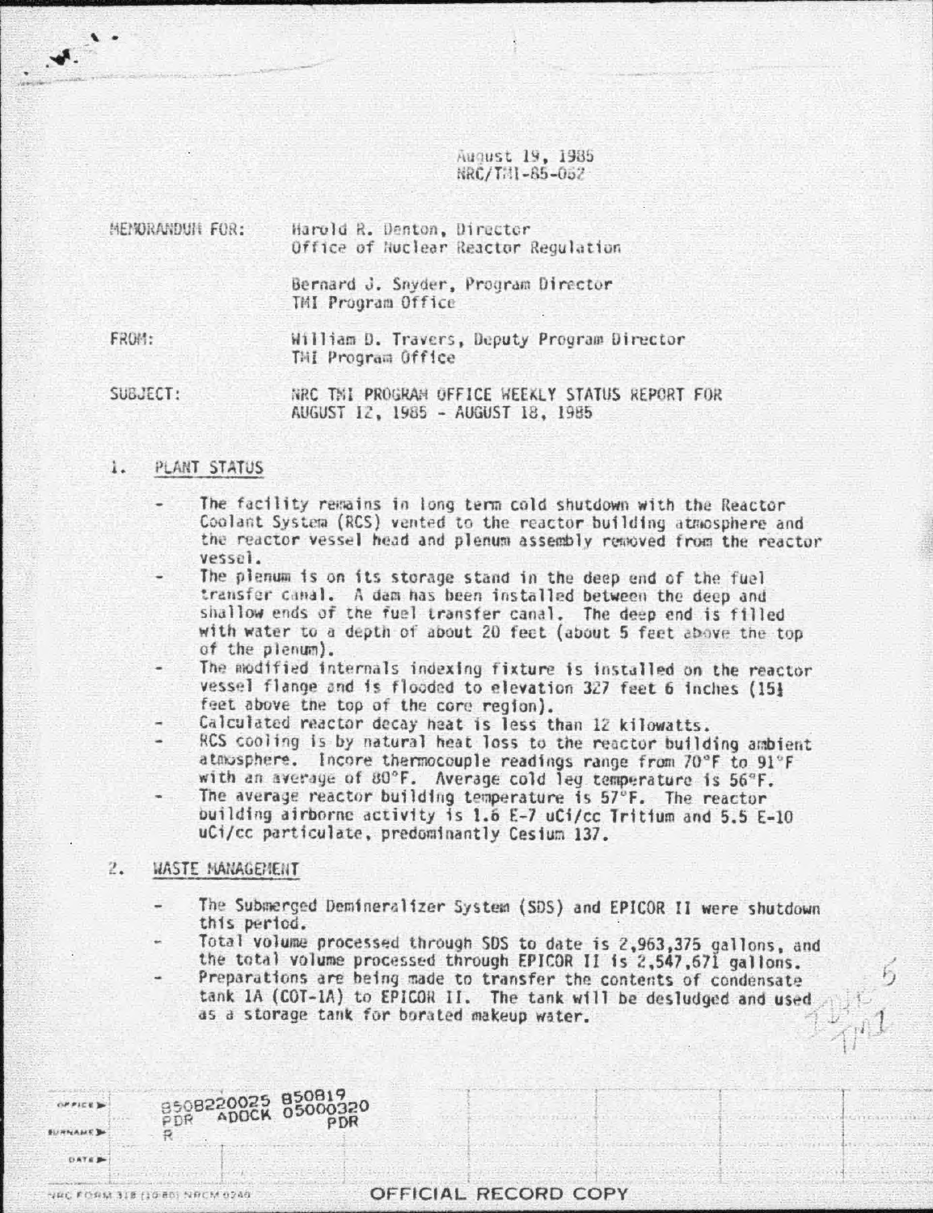August 19, 1985
NRC/TMI-85-052

MEMORANDUM FOR: Harold R. Denton, Director
Office of Nuclear Reactor Regulation

Bernard J. Snyder, Program Director
TMI Program Office

FROM: William D. Travers, Deputy Program Director
TMI Program Office

SUBJECT: NRC TMI PROGRAM OFFICE WEEKLY STATUS REPORT FOR AUGUST 12, 1985 - AUGUST 18, 1985

## 1. PLANT STATUS

- The facility remains in long term cold shutdown with the Reactor Coolant System (RCS) vented to the reactor building atmosphere and the reactor vessel head and plenum assembly removed from the reactor vessel.
- The plenum is on its storage stand in the deep end of the fuel transfer canal. A dam has been installed between the deep and shallow ends of the fuel transfer canal. The deep end is filled with water to a depth of about 20 feet (about 5 feet above the top of the plenum).
- The modified internals indexing fixture is installed on the reactor vessel flange and is flooded to elevation 327 feet 6 inches (15½ feet above the top of the core region).
- Calculated reactor decay heat is less than 12 kilowatts.
- RCS cooling is by natural heat loss to the reactor building ambient atmosphere. Incore thermocouple readings range from 70°F to 91°F with an average of 80°F. Average cold leg temperature is 56°F.
- The average reactor building temperature is 57°F. The reactor building airborne activity is 1.6 E-7 uCi/cc Tritium and 5.5 E-10 uCi/cc particulate, predominantly Cesium 137.

## 2. WASTE MANAGEMENT

- The Submerged Demineralizer System (SDS) and EPICOR II were shutdown this period.
- Total volume processed through SDS to date is 2,963,375 gallons, and the total volume processed through EPICOR II is 2,547,671 gallons.
- Preparations are being made to transfer the contents of condensate tank 1A (COT-1A) to EPICOR II. The tank will be desludged and used as a storage tank for borated makeup water.

8508220025 850819
PDR ADOCK 05000320
R PDR

OFFICIAL RECORD COPY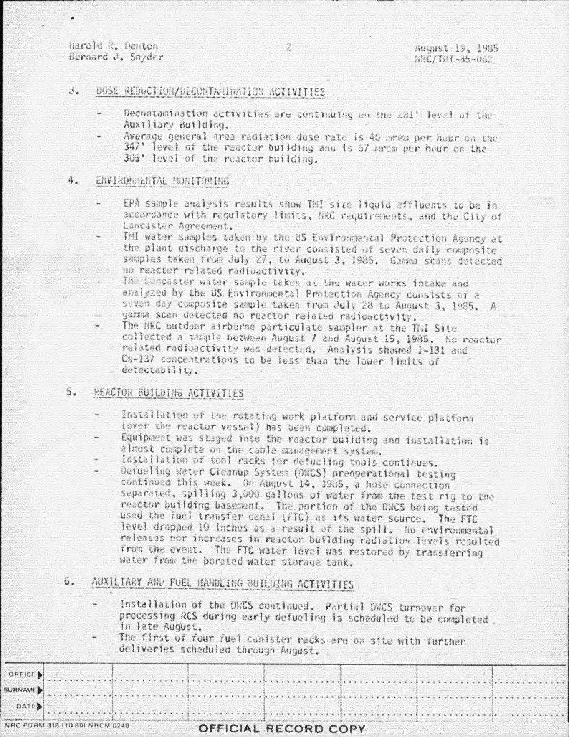Harold R. Denton
Bernard J. Snyder

August 19, 1985
NRC/TMI-85-062

3. DOSE REDUCTION/DECONTAMINATION ACTIVITIES

- Decontamination activities are continuing on the 281' level of the Auxiliary Building.
- Average general area radiation dose rate is 40 mrem per hour on the 347' level of the reactor building and is 67 mrem per hour on the 305' level of the reactor building.

4. ENVIRONMENTAL MONITORING

- EPA sample analysis results show TMI site liquid effluents to be in accordance with regulatory limits, NRC requirements, and the City of Lancaster Agreement.
- TMI water samples taken by the US Environmental Protection Agency at the plant discharge to the river consisted of seven daily composite samples taken from July 27, to August 3, 1985. Gamma scans detected no reactor related radioactivity.
- The Lancaster water sample taken at the water works intake and analyzed by the US Environmental Protection Agency consists of a seven day composite sample taken from July 28 to August 3, 1985. A gamma scan detected no reactor related radioactivity.
- The NRC outdoor airborne particulate sampler at the TMI Site collected a sample between August 7 and August 15, 1985. No reactor related radioactivity was detected. Analysis showed I-131 and Cs-137 concentrations to be less than the lower limits of detectability.

5. REACTOR BUILDING ACTIVITIES

- Installation of the rotating work platform and service platform (over the reactor vessel) has been completed.
- Equipment was staged into the reactor building and installation is almost complete on the cable management system.
- Installation of tool racks for defueling tools continues.
- Defueling Water Cleanup System (DWCS) preoperational testing continued this week. On August 14, 1985, a hose connection separated, spilling 3,000 gallons of water from the test rig to the reactor building basement. The portion of the DWCS being tested used the fuel transfer canal (FTC) as its water source. The FTC level dropped 10 inches as a result of the spill. No environmental releases nor increases in reactor building radiation levels resulted from the event. The FTC water level was restored by transferring water from the borated water storage tank.

6. AUXILIARY AND FUEL HANDLING BUILDING ACTIVITIES

- Installation of the DWCS continued. Partial DWCS turnover for processing RCS during early defueling is scheduled to be completed in late August.
- The first of four fuel canister racks are on site with further deliveries scheduled through August.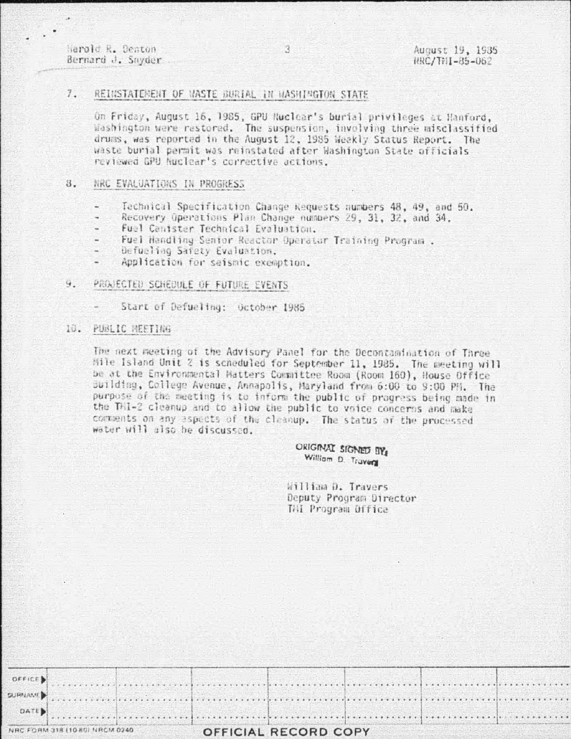## 7. REINSTATEMENT OF WASTE BURIAL IN WASHINGTON STATE

On Friday, August 16, 1985, GPU Nuclear's burial privileges at Hanford, Washington were restored. The suspension, involving three misclassified drums, was reported in the August 12, 1985 Weekly Status Report. The waste burial permit was reinstated after Washington State officials reviewed GPU Nuclear's corrective actions.

## 8. NRC EVALUATIONS IN PROGRESS

- Technical Specification Change Requests numbers 48, 49, and 50.
- Recovery Operations Plan Change numbers 29, 31, 32, and 34.
- Fuel Canister Technical Evaluation.
- Fuel Handling Senior Reactor Operator Training Program .
- Defueling Safety Evaluation.
- Application for seismic exemption.

## 9. PROJECTED SCHEDULE OF FUTURE EVENTS

- Start of Defueling: October 1985

## 10. PUBLIC MEETING

The next meeting of the Advisory Panel for the Decontamination of Three Mile Island Unit 2 is scheduled for September 11, 1985. The meeting will be at the Environmental Matters Committee Room (Room 160), House Office Building, College Avenue, Annapolis, Maryland from 6:00 to 9:00 PM. The purpose of the meeting is to inform the public of progress being made in the TMI-2 cleanup and to allow the public to voice concerns and make comments on any aspects of the cleanup. The status of the processed water will also be discussed.

ORIGINAL SIGNED BY,
William D. Travers

William D. Travers
Deputy Program Director
TMI Program Office

| OFFICE ▶ | | | | | | | |
|---|---|---|---|---|---|---|---|
| SURNAME ▶ | | | | | | | |
| DATE ▶ | | | | | | | |

NRC FORM 318 (10 80) NRCM 0240

OFFICIAL RECORD COPY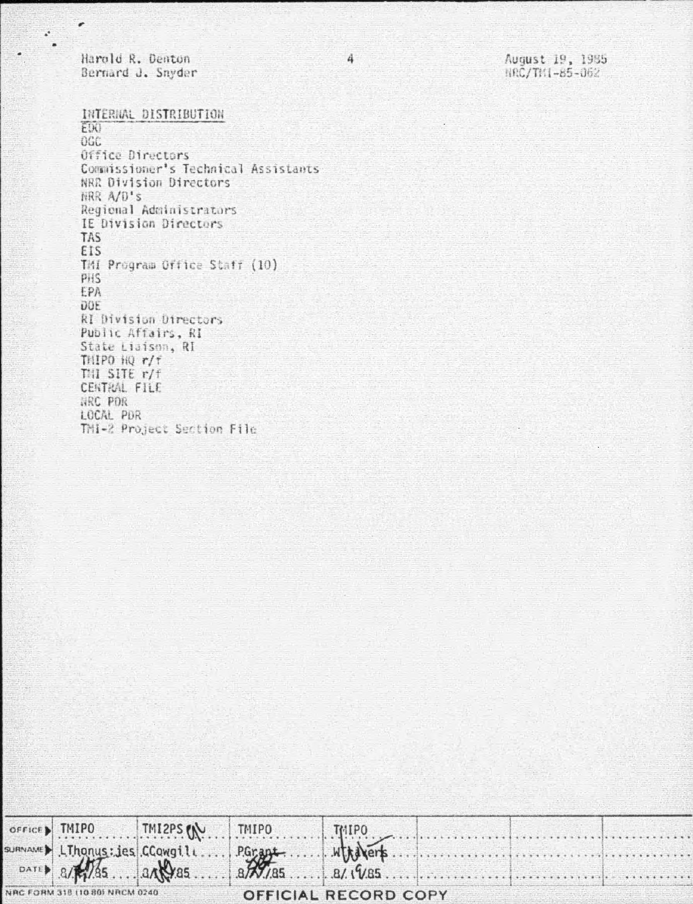Harold R. Denton
Bernard J. Snyder

August 19, 1985
NRC/TMI-85-062

INTERNAL DISTRIBUTION

EDO
OGC
Office Directors
Commissioner's Technical Assistants
NRR Division Directors
NRR A/D's
Regional Administrators
IE Division Directors
TAS
EIS
TMI Program Office Staff (10)
PHS
EPA
DOE
RI Division Directors
Public Affairs, RI
State Liaison, RI
TMIPO HQ r/f
TMI SITE r/f
CENTRAL FILE
NRC PDR
LOCAL PDR
TMI-2 Project Section File

| | | | | | | | |
|---|---|---|---|---|---|---|---|
| OFFICE | TMIPO | TMI2PS | TMIPO | TMIPO | | | |
| SURNAME | LThonus:jes | CCowgill | PGrant | WTravers | | | |
| DATE | 8/ /85 | 8/ /85 | 8/ /85 | 8/19/85 | | | |

NRC FORM 318 (10 80) NRCM 0240

OFFICIAL RECORD COPY